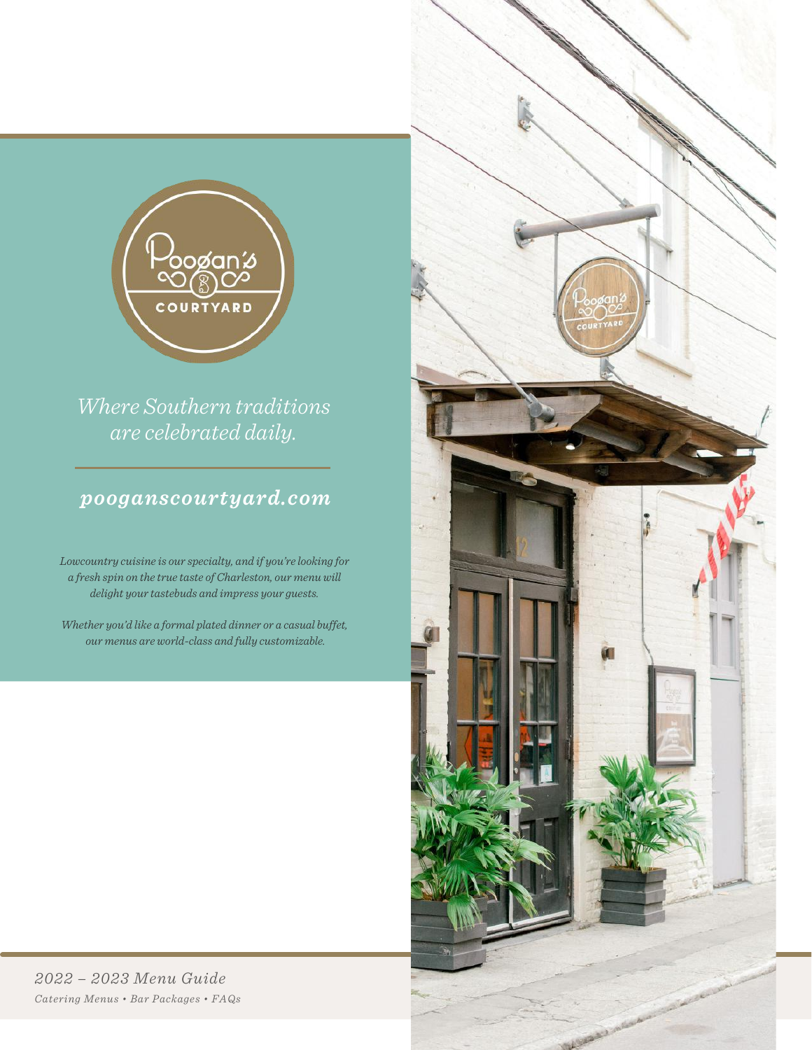# Poogan's Courtyard

*Where Southern traditions are celebrated daily.*

***pooganscourtyard.com***

*Lowcountry cuisine is our specialty, and if you're looking for a fresh spin on the true taste of Charleston, our menu will delight your tastebuds and impress your guests.*

*Whether you'd like a formal plated dinner or a casual buffet, our menus are world-class and fully customizable.*

*2022 – 2023 Menu Guide*

*Catering Menus • Bar Packages • FAQs*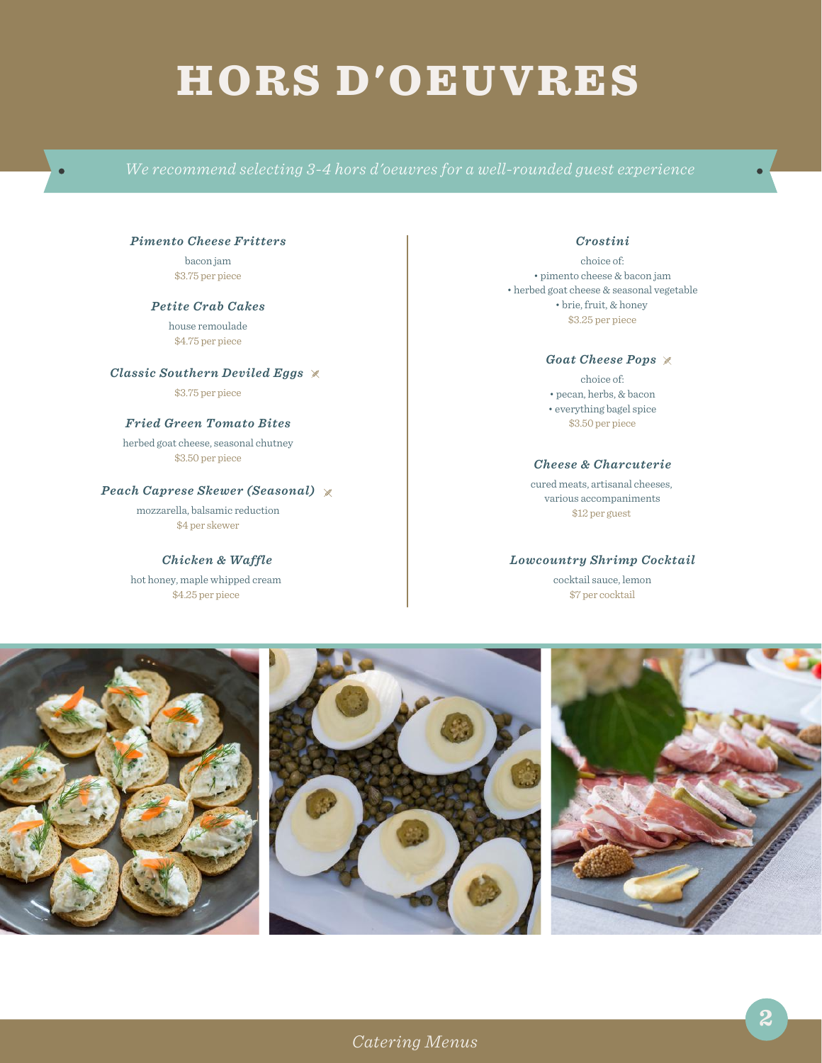# HORS D'OEUVRES

*We recommend selecting 3-4 hors d'oeuvres for a well-rounded guest experience*

***Pimento Cheese Fritters***

bacon jam
$3.75 per piece

***Petite Crab Cakes***

house remoulade
$4.75 per piece

***Classic Southern Deviled Eggs***

$3.75 per piece

***Fried Green Tomato Bites***

herbed goat cheese, seasonal chutney
$3.50 per piece

***Peach Caprese Skewer (Seasonal)***

mozzarella, balsamic reduction
$4 per skewer

***Chicken & Waffle***

hot honey, maple whipped cream
$4.25 per piece

***Crostini***

choice of:

- pimento cheese & bacon jam
- herbed goat cheese & seasonal vegetable
- brie, fruit, & honey

$3.25 per piece

***Goat Cheese Pops***

choice of:

- pecan, herbs, & bacon
- everything bagel spice

$3.50 per piece

***Cheese & Charcuterie***

cured meats, artisanal cheeses,
various accompaniments
$12 per guest

***Lowcountry Shrimp Cocktail***

cocktail sauce, lemon
$7 per cocktail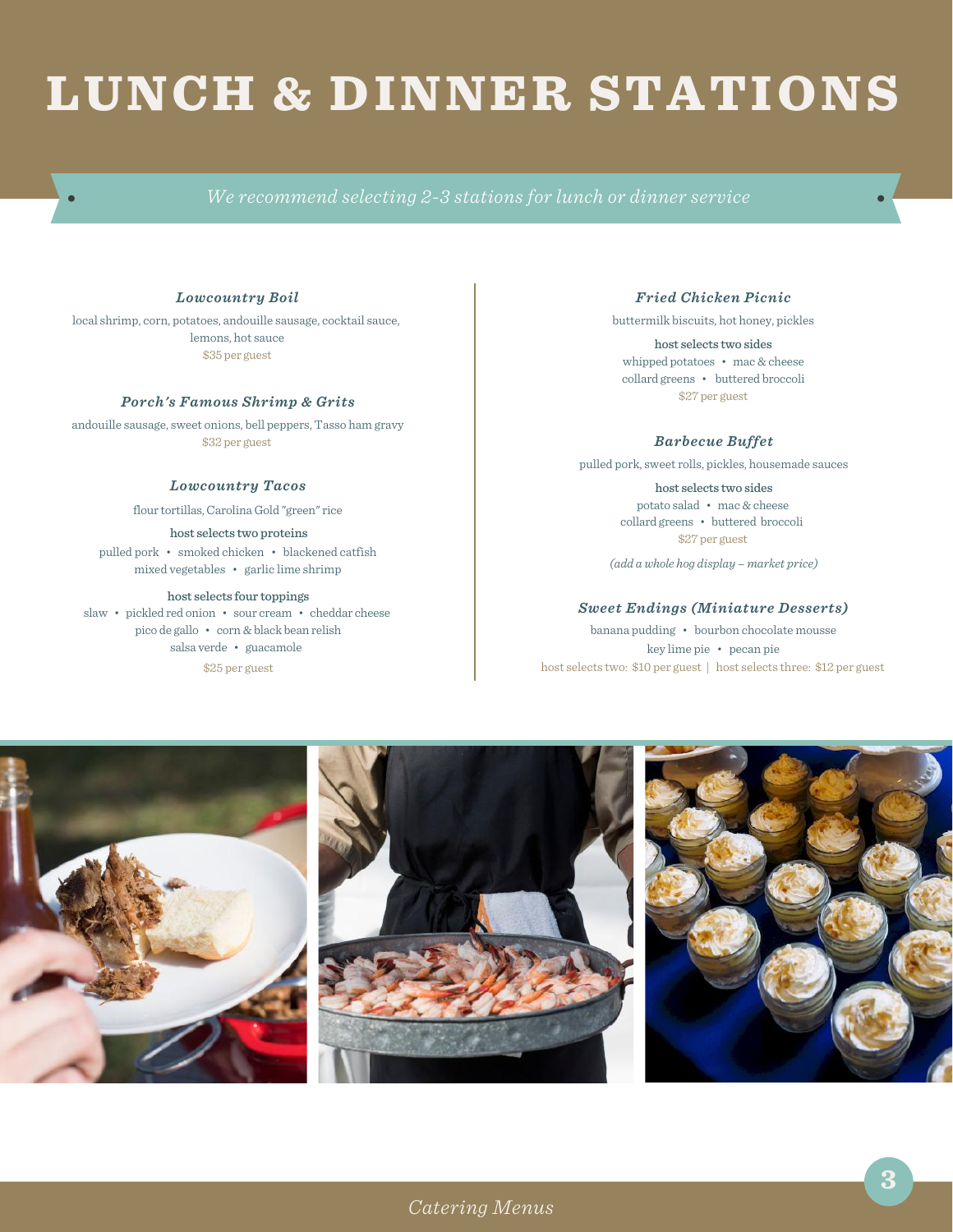# LUNCH & DINNER STATIONS

*We recommend selecting 2-3 stations for lunch or dinner service*

### *Lowcountry Boil*

local shrimp, corn, potatoes, andouille sausage, cocktail sauce, lemons, hot sauce

$35 per guest

### *Porch's Famous Shrimp & Grits*

andouille sausage, sweet onions, bell peppers, Tasso ham gravy

$32 per guest

### *Lowcountry Tacos*

flour tortillas, Carolina Gold "green" rice

**host selects two proteins**

pulled pork • smoked chicken • blackened catfish
mixed vegetables • garlic lime shrimp

**host selects four toppings**

slaw • pickled red onion • sour cream • cheddar cheese
pico de gallo • corn & black bean relish
salsa verde • guacamole

$25 per guest

### *Fried Chicken Picnic*

buttermilk biscuits, hot honey, pickles

**host selects two sides**

whipped potatoes • mac & cheese
collard greens • buttered broccoli

$27 per guest

### *Barbecue Buffet*

pulled pork, sweet rolls, pickles, housemade sauces

**host selects two sides**

potato salad • mac & cheese
collard greens • buttered broccoli

$27 per guest

*(add a whole hog display – market price)*

### *Sweet Endings (Miniature Desserts)*

banana pudding • bourbon chocolate mousse
key lime pie • pecan pie

host selects two: $10 per guest | host selects three: $12 per guest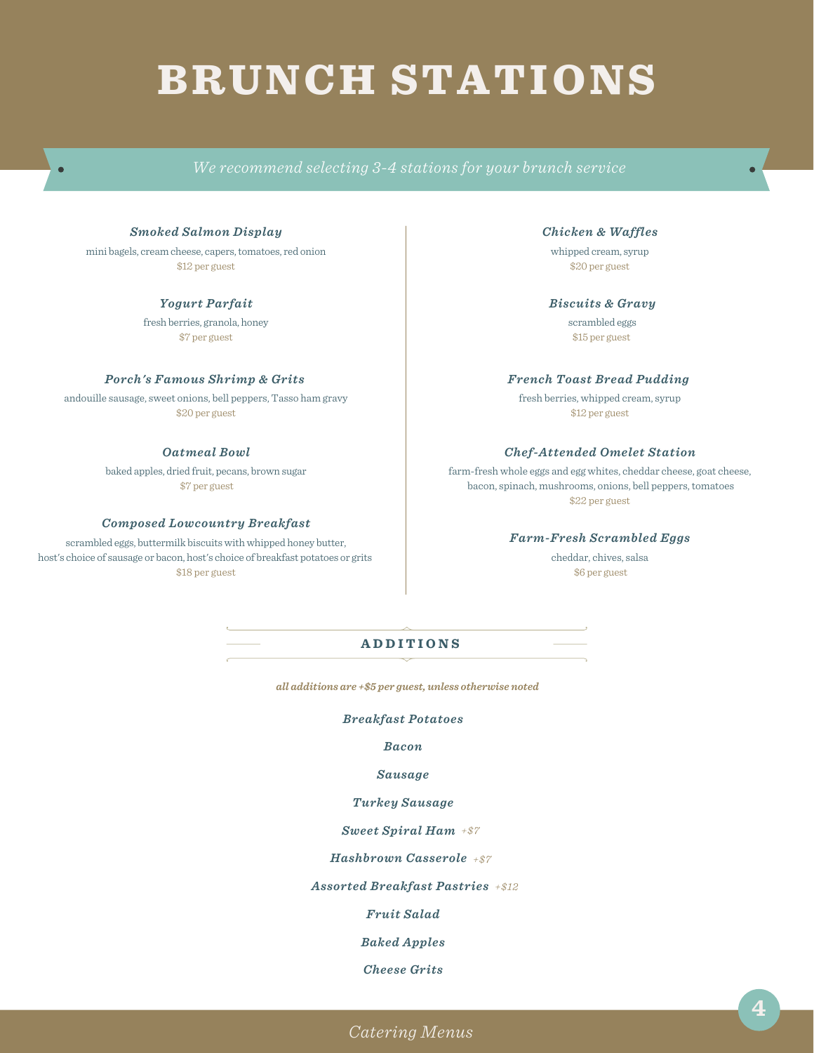# BRUNCH STATIONS

*We recommend selecting 3-4 stations for your brunch service*

### *Smoked Salmon Display*

mini bagels, cream cheese, capers, tomatoes, red onion
$12 per guest

### *Yogurt Parfait*

fresh berries, granola, honey
$7 per guest

### *Porch's Famous Shrimp & Grits*

andouille sausage, sweet onions, bell peppers, Tasso ham gravy
$20 per guest

### *Oatmeal Bowl*

baked apples, dried fruit, pecans, brown sugar
$7 per guest

### *Composed Lowcountry Breakfast*

scrambled eggs, buttermilk biscuits with whipped honey butter,
host's choice of sausage or bacon, host's choice of breakfast potatoes or grits
$18 per guest

### *Chicken & Waffles*

whipped cream, syrup
$20 per guest

### *Biscuits & Gravy*

scrambled eggs
$15 per guest

### *French Toast Bread Pudding*

fresh berries, whipped cream, syrup
$12 per guest

### *Chef-Attended Omelet Station*

farm-fresh whole eggs and egg whites, cheddar cheese, goat cheese,
bacon, spinach, mushrooms, onions, bell peppers, tomatoes
$22 per guest

### *Farm-Fresh Scrambled Eggs*

cheddar, chives, salsa
$6 per guest

## ADDITIONS

*all additions are +$5 per guest, unless otherwise noted*

- *Breakfast Potatoes*
- *Bacon*
- *Sausage*
- *Turkey Sausage*
- *Sweet Spiral Ham* +$7
- *Hashbrown Casserole* +$7
- *Assorted Breakfast Pastries* +$12
- *Fruit Salad*
- *Baked Apples*
- *Cheese Grits*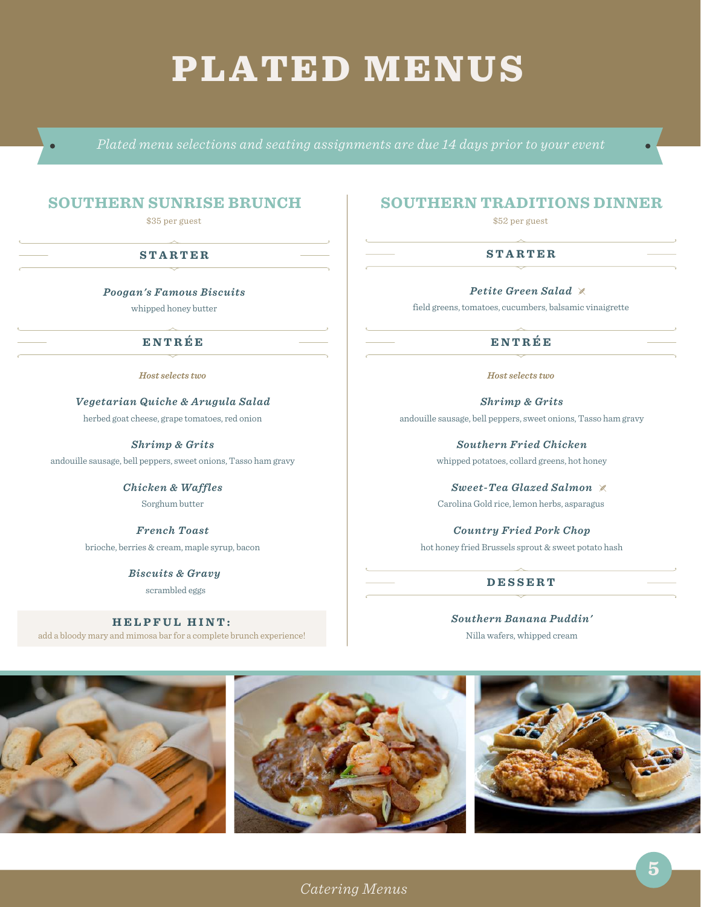# PLATED MENUS

*Plated menu selections and seating assignments are due 14 days prior to your event*

## SOUTHERN SUNRISE BRUNCH

$35 per guest

### STARTER

***Poogan's Famous Biscuits***

whipped honey butter

### ENTRÉE

*Host selects two*

***Vegetarian Quiche & Arugula Salad***

herbed goat cheese, grape tomatoes, red onion

***Shrimp & Grits***

andouille sausage, bell peppers, sweet onions, Tasso ham gravy

***Chicken & Waffles***

Sorghum butter

***French Toast***

brioche, berries & cream, maple syrup, bacon

***Biscuits & Gravy***

scrambled eggs

**HELPFUL HINT:**

add a bloody mary and mimosa bar for a complete brunch experience!

## SOUTHERN TRADITIONS DINNER

$52 per guest

### STARTER

***Petite Green Salad***

field greens, tomatoes, cucumbers, balsamic vinaigrette

### ENTRÉE

*Host selects two*

***Shrimp & Grits***

andouille sausage, bell peppers, sweet onions, Tasso ham gravy

***Southern Fried Chicken***

whipped potatoes, collard greens, hot honey

***Sweet-Tea Glazed Salmon***

Carolina Gold rice, lemon herbs, asparagus

***Country Fried Pork Chop***

hot honey fried Brussels sprout & sweet potato hash

### DESSERT

***Southern Banana Puddin'***

Nilla wafers, whipped cream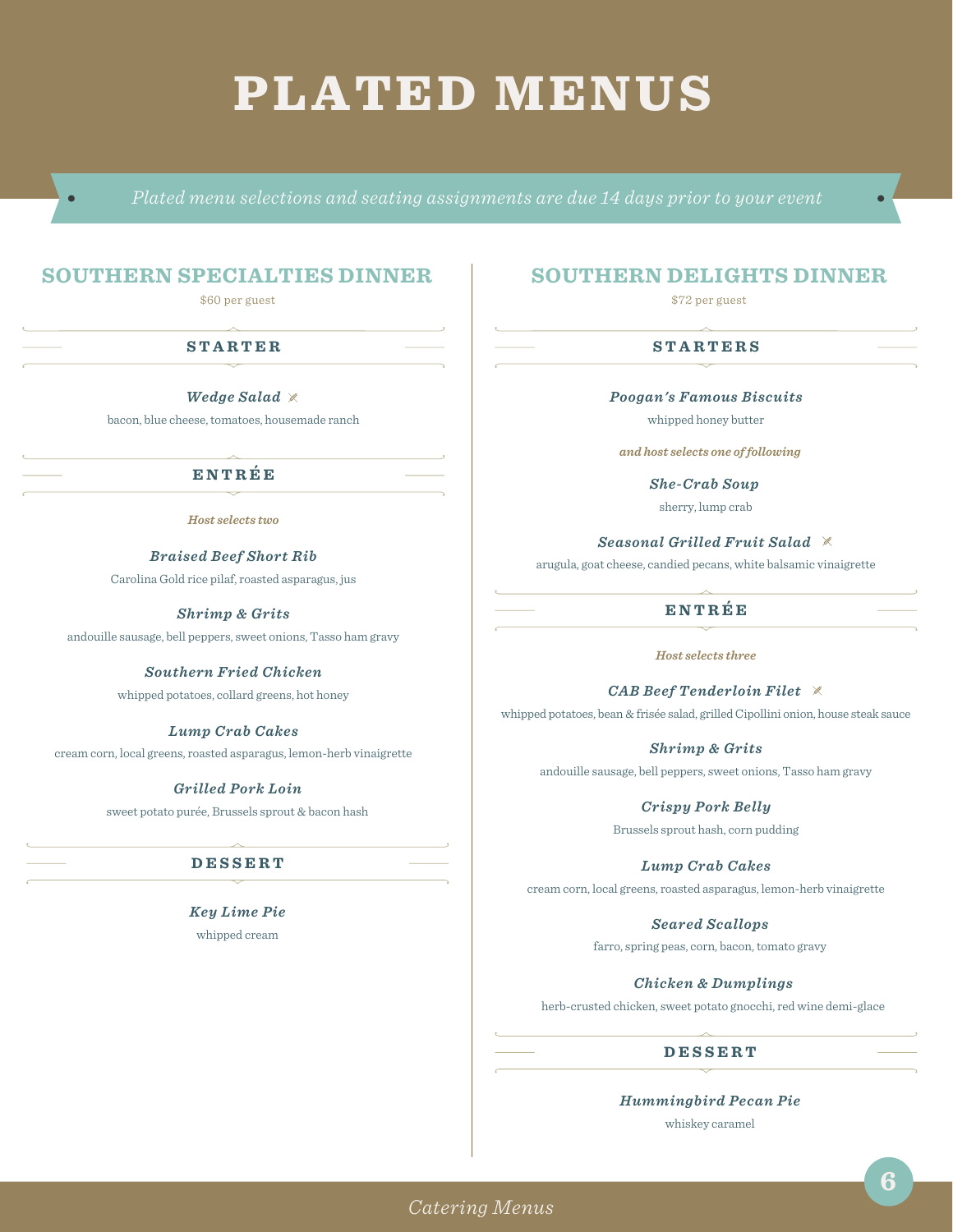# PLATED MENUS

*Plated menu selections and seating assignments are due 14 days prior to your event*

## SOUTHERN SPECIALTIES DINNER

$60 per guest

### STARTER

***Wedge Salad***

bacon, blue cheese, tomatoes, housemade ranch

### ENTRÉE

*Host selects two*

***Braised Beef Short Rib***

Carolina Gold rice pilaf, roasted asparagus, jus

***Shrimp & Grits***

andouille sausage, bell peppers, sweet onions, Tasso ham gravy

***Southern Fried Chicken***

whipped potatoes, collard greens, hot honey

***Lump Crab Cakes***

cream corn, local greens, roasted asparagus, lemon-herb vinaigrette

***Grilled Pork Loin***

sweet potato purée, Brussels sprout & bacon hash

### DESSERT

***Key Lime Pie***

whipped cream

## SOUTHERN DELIGHTS DINNER

$72 per guest

### STARTERS

***Poogan's Famous Biscuits***

whipped honey butter

*and host selects one of following*

***She-Crab Soup***

sherry, lump crab

***Seasonal Grilled Fruit Salad***

arugula, goat cheese, candied pecans, white balsamic vinaigrette

### ENTRÉE

*Host selects three*

***CAB Beef Tenderloin Filet***

whipped potatoes, bean & frisée salad, grilled Cipollini onion, house steak sauce

***Shrimp & Grits***

andouille sausage, bell peppers, sweet onions, Tasso ham gravy

***Crispy Pork Belly***

Brussels sprout hash, corn pudding

***Lump Crab Cakes***

cream corn, local greens, roasted asparagus, lemon-herb vinaigrette

***Seared Scallops***

farro, spring peas, corn, bacon, tomato gravy

***Chicken & Dumplings***

herb-crusted chicken, sweet potato gnocchi, red wine demi-glace

### DESSERT

***Hummingbird Pecan Pie***

whiskey caramel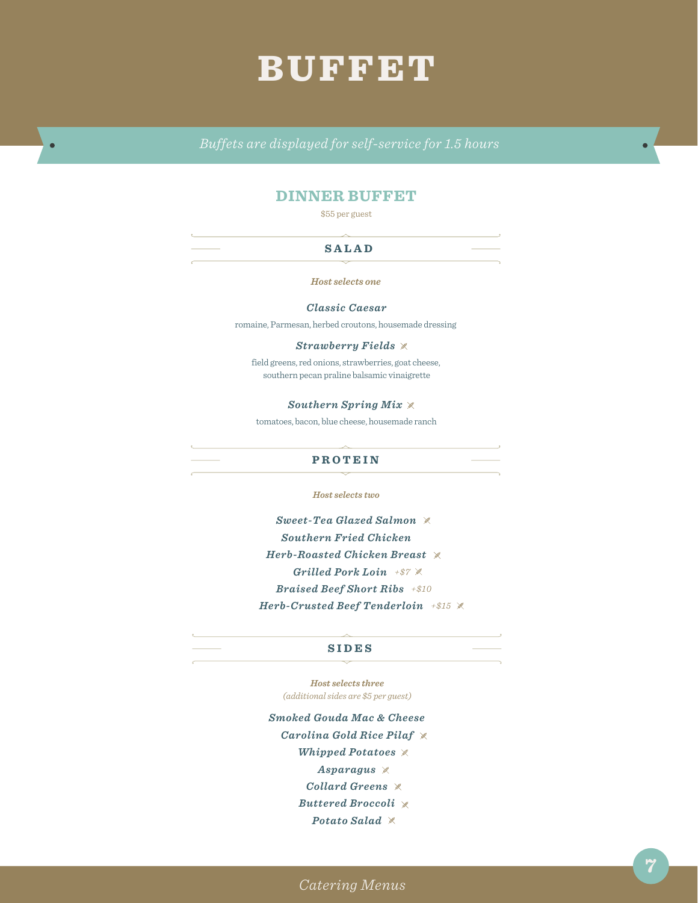# BUFFET

*Buffets are displayed for self-service for 1.5 hours*

## DINNER BUFFET

$55 per guest

### SALAD

*Host selects one*

***Classic Caesar***

romaine, Parmesan, herbed croutons, housemade dressing

***Strawberry Fields*** ⨯

field greens, red onions, strawberries, goat cheese, southern pecan praline balsamic vinaigrette

***Southern Spring Mix*** ⨯

tomatoes, bacon, blue cheese, housemade ranch

### PROTEIN

*Host selects two*

***Sweet-Tea Glazed Salmon*** ⨯

***Southern Fried Chicken***

***Herb-Roasted Chicken Breast*** ⨯

***Grilled Pork Loin*** *+$7* ⨯

***Braised Beef Short Ribs*** *+$10*

***Herb-Crusted Beef Tenderloin*** *+$15* ⨯

### SIDES

*Host selects three*

*(additional sides are $5 per guest)*

***Smoked Gouda Mac & Cheese***

***Carolina Gold Rice Pilaf*** ⨯

***Whipped Potatoes*** ⨯

***Asparagus*** ⨯

***Collard Greens*** ⨯

***Buttered Broccoli*** ⨯

***Potato Salad*** ⨯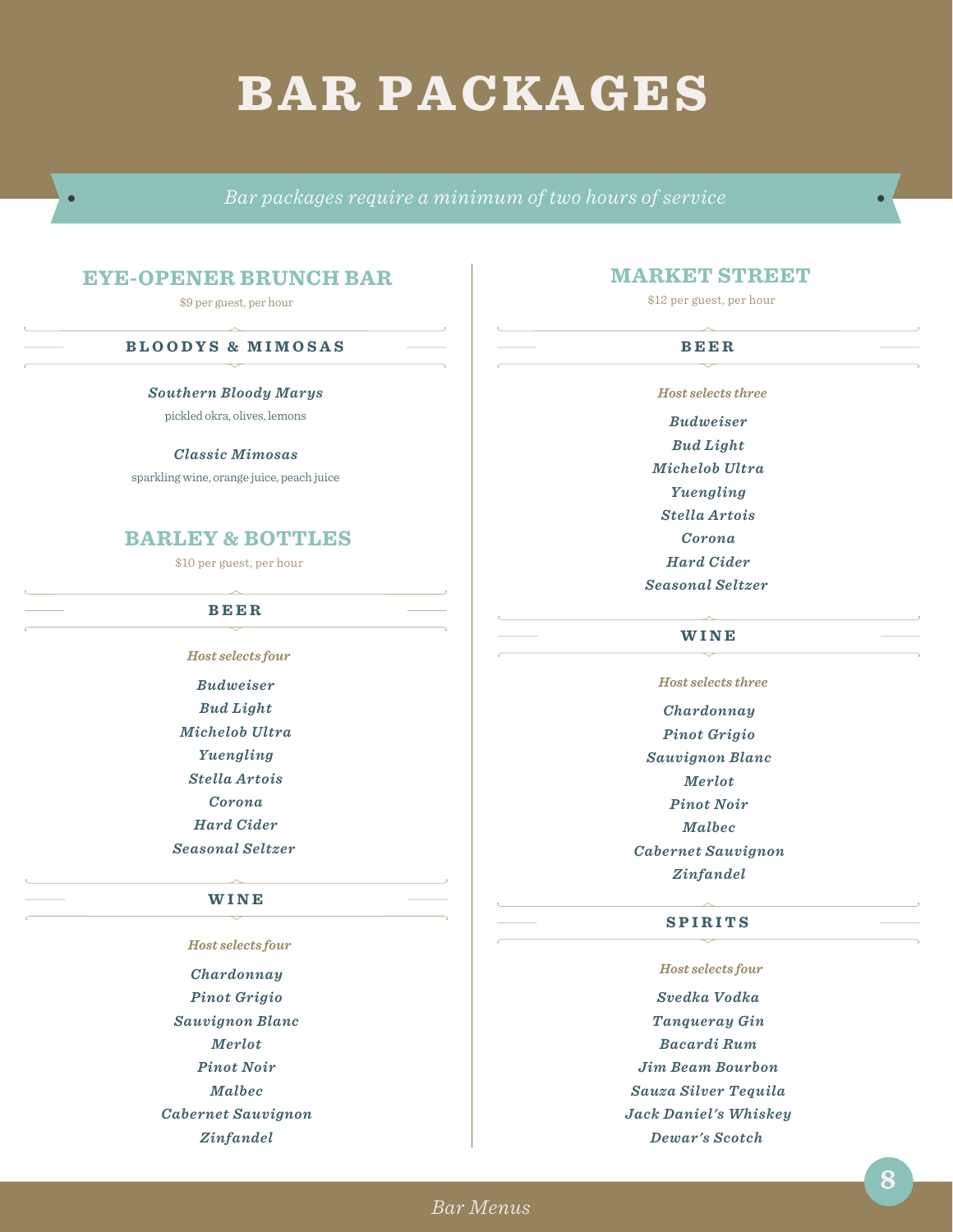# BAR PACKAGES

*Bar packages require a minimum of two hours of service*

## EYE-OPENER BRUNCH BAR

$9 per guest, per hour

### BLOODYS & MIMOSAS

***Southern Bloody Marys***
pickled okra, olives, lemons

***Classic Mimosas***
sparkling wine, orange juice, peach juice

## BARLEY & BOTTLES

$10 per guest, per hour

### BEER

*Host selects four*

***Budweiser***
***Bud Light***
***Michelob Ultra***
***Yuengling***
***Stella Artois***
***Corona***
***Hard Cider***
***Seasonal Seltzer***

### WINE

*Host selects four*

***Chardonnay***
***Pinot Grigio***
***Sauvignon Blanc***
***Merlot***
***Pinot Noir***
***Malbec***
***Cabernet Sauvignon***
***Zinfandel***

## MARKET STREET

$12 per guest, per hour

### BEER

*Host selects three*

***Budweiser***
***Bud Light***
***Michelob Ultra***
***Yuengling***
***Stella Artois***
***Corona***
***Hard Cider***
***Seasonal Seltzer***

### WINE

*Host selects three*

***Chardonnay***
***Pinot Grigio***
***Sauvignon Blanc***
***Merlot***
***Pinot Noir***
***Malbec***
***Cabernet Sauvignon***
***Zinfandel***

### SPIRITS

*Host selects four*

***Svedka Vodka***
***Tanqueray Gin***
***Bacardi Rum***
***Jim Beam Bourbon***
***Sauza Silver Tequila***
***Jack Daniel's Whiskey***
***Dewar's Scotch***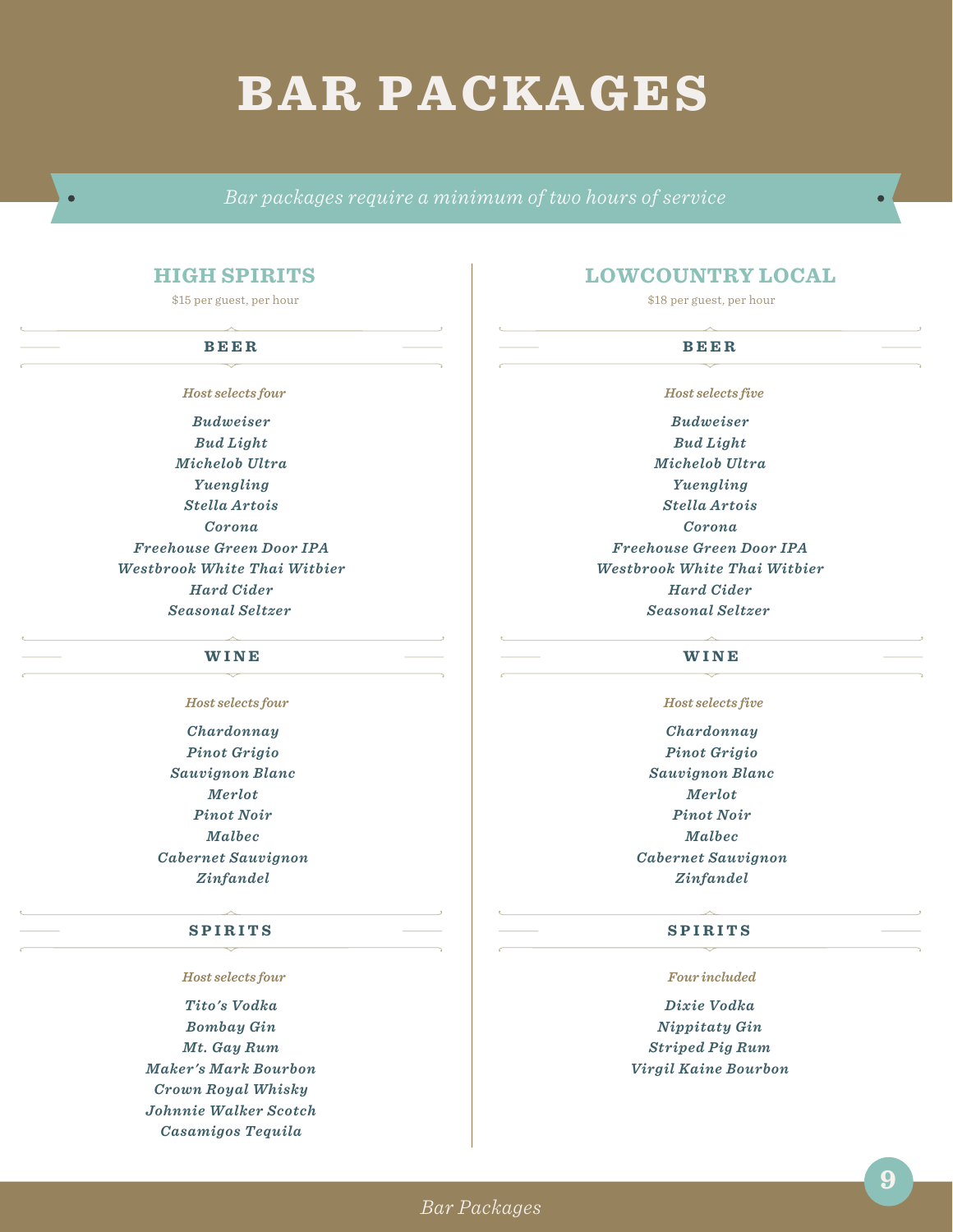# BAR PACKAGES

*Bar packages require a minimum of two hours of service*

## HIGH SPIRITS

$15 per guest, per hour

### BEER

*Host selects four*

*Budweiser*
*Bud Light*
*Michelob Ultra*
*Yuengling*
*Stella Artois*
*Corona*
*Freehouse Green Door IPA*
*Westbrook White Thai Witbier*
*Hard Cider*
*Seasonal Seltzer*

### WINE

*Host selects four*

*Chardonnay*
*Pinot Grigio*
*Sauvignon Blanc*
*Merlot*
*Pinot Noir*
*Malbec*
*Cabernet Sauvignon*
*Zinfandel*

### SPIRITS

*Host selects four*

*Tito's Vodka*
*Bombay Gin*
*Mt. Gay Rum*
*Maker's Mark Bourbon*
*Crown Royal Whisky*
*Johnnie Walker Scotch*
*Casamigos Tequila*

## LOWCOUNTRY LOCAL

$18 per guest, per hour

### BEER

*Host selects five*

*Budweiser*
*Bud Light*
*Michelob Ultra*
*Yuengling*
*Stella Artois*
*Corona*
*Freehouse Green Door IPA*
*Westbrook White Thai Witbier*
*Hard Cider*
*Seasonal Seltzer*

### WINE

*Host selects five*

*Chardonnay*
*Pinot Grigio*
*Sauvignon Blanc*
*Merlot*
*Pinot Noir*
*Malbec*
*Cabernet Sauvignon*
*Zinfandel*

### SPIRITS

*Four included*

*Dixie Vodka*
*Nippitaty Gin*
*Striped Pig Rum*
*Virgil Kaine Bourbon*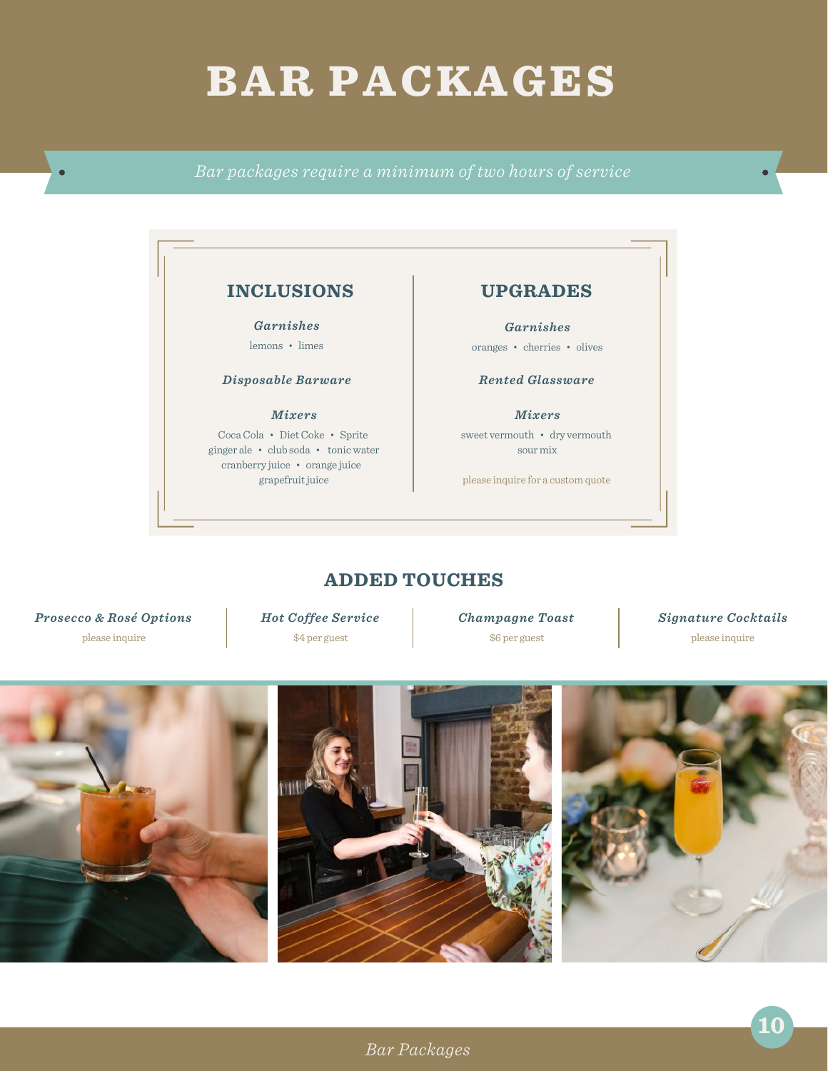# BAR PACKAGES

*Bar packages require a minimum of two hours of service*

## INCLUSIONS

***Garnishes***

lemons • limes

***Disposable Barware***

***Mixers***

Coca Cola • Diet Coke • Sprite
ginger ale • club soda • tonic water
cranberry juice • orange juice
grapefruit juice

## UPGRADES

***Garnishes***

oranges • cherries • olives

***Rented Glassware***

***Mixers***

sweet vermouth • dry vermouth
sour mix

please inquire for a custom quote

## ADDED TOUCHES

***Prosecco & Rosé Options***

please inquire

***Hot Coffee Service***

$4 per guest

***Champagne Toast***

$6 per guest

***Signature Cocktails***

please inquire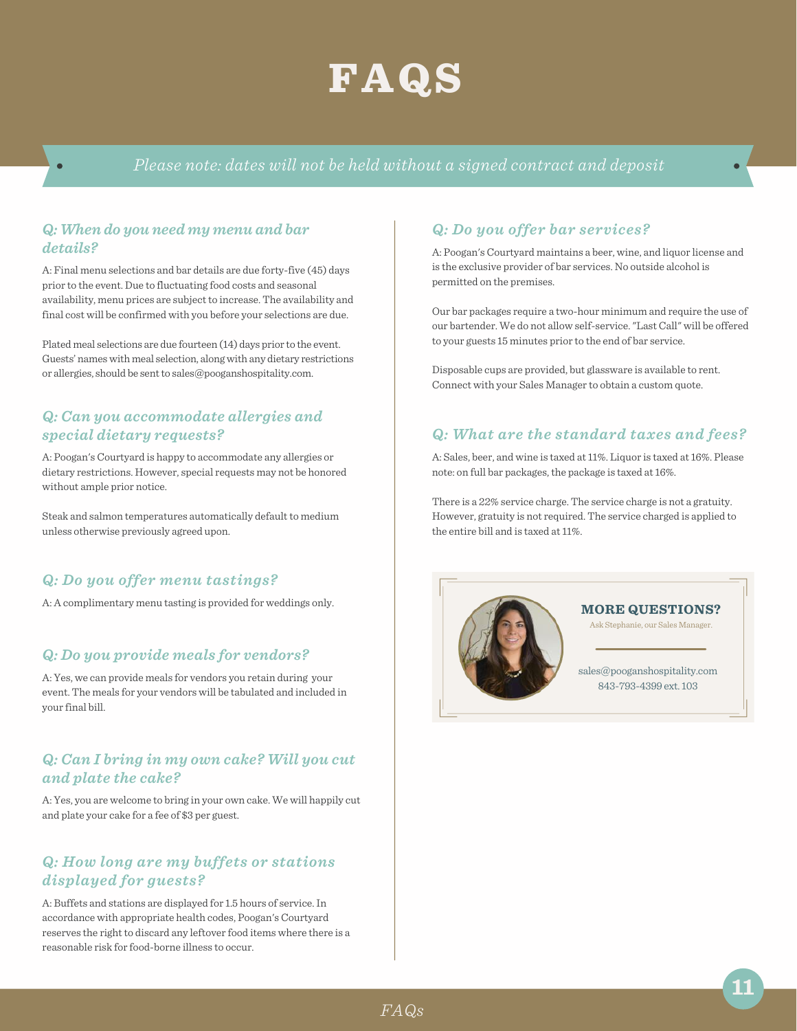# FAQS

*Please note: dates will not be held without a signed contract and deposit*

### *Q: When do you need my menu and bar details?*

A: Final menu selections and bar details are due forty-five (45) days prior to the event. Due to fluctuating food costs and seasonal availability, menu prices are subject to increase. The availability and final cost will be confirmed with you before your selections are due.

Plated meal selections are due fourteen (14) days prior to the event. Guests' names with meal selection, along with any dietary restrictions or allergies, should be sent to sales@pooganshospitality.com.

### *Q: Can you accommodate allergies and special dietary requests?*

A: Poogan's Courtyard is happy to accommodate any allergies or dietary restrictions. However, special requests may not be honored without ample prior notice.

Steak and salmon temperatures automatically default to medium unless otherwise previously agreed upon.

### *Q: Do you offer menu tastings?*

A: A complimentary menu tasting is provided for weddings only.

### *Q: Do you provide meals for vendors?*

A: Yes, we can provide meals for vendors you retain during your event. The meals for your vendors will be tabulated and included in your final bill.

### *Q: Can I bring in my own cake? Will you cut and plate the cake?*

A: Yes, you are welcome to bring in your own cake. We will happily cut and plate your cake for a fee of $3 per guest.

### *Q: How long are my buffets or stations displayed for guests?*

A: Buffets and stations are displayed for 1.5 hours of service. In accordance with appropriate health codes, Poogan's Courtyard reserves the right to discard any leftover food items where there is a reasonable risk for food-borne illness to occur.

### *Q: Do you offer bar services?*

A: Poogan's Courtyard maintains a beer, wine, and liquor license and is the exclusive provider of bar services. No outside alcohol is permitted on the premises.

Our bar packages require a two-hour minimum and require the use of our bartender. We do not allow self-service. "Last Call" will be offered to your guests 15 minutes prior to the end of bar service.

Disposable cups are provided, but glassware is available to rent. Connect with your Sales Manager to obtain a custom quote.

### *Q: What are the standard taxes and fees?*

A: Sales, beer, and wine is taxed at 11%. Liquor is taxed at 16%. Please note: on full bar packages, the package is taxed at 16%.

There is a 22% service charge. The service charge is not a gratuity. However, gratuity is not required. The service charged is applied to the entire bill and is taxed at 11%.

**MORE QUESTIONS?**

Ask Stephanie, our Sales Manager.

sales@pooganshospitality.com
843-793-4399 ext. 103